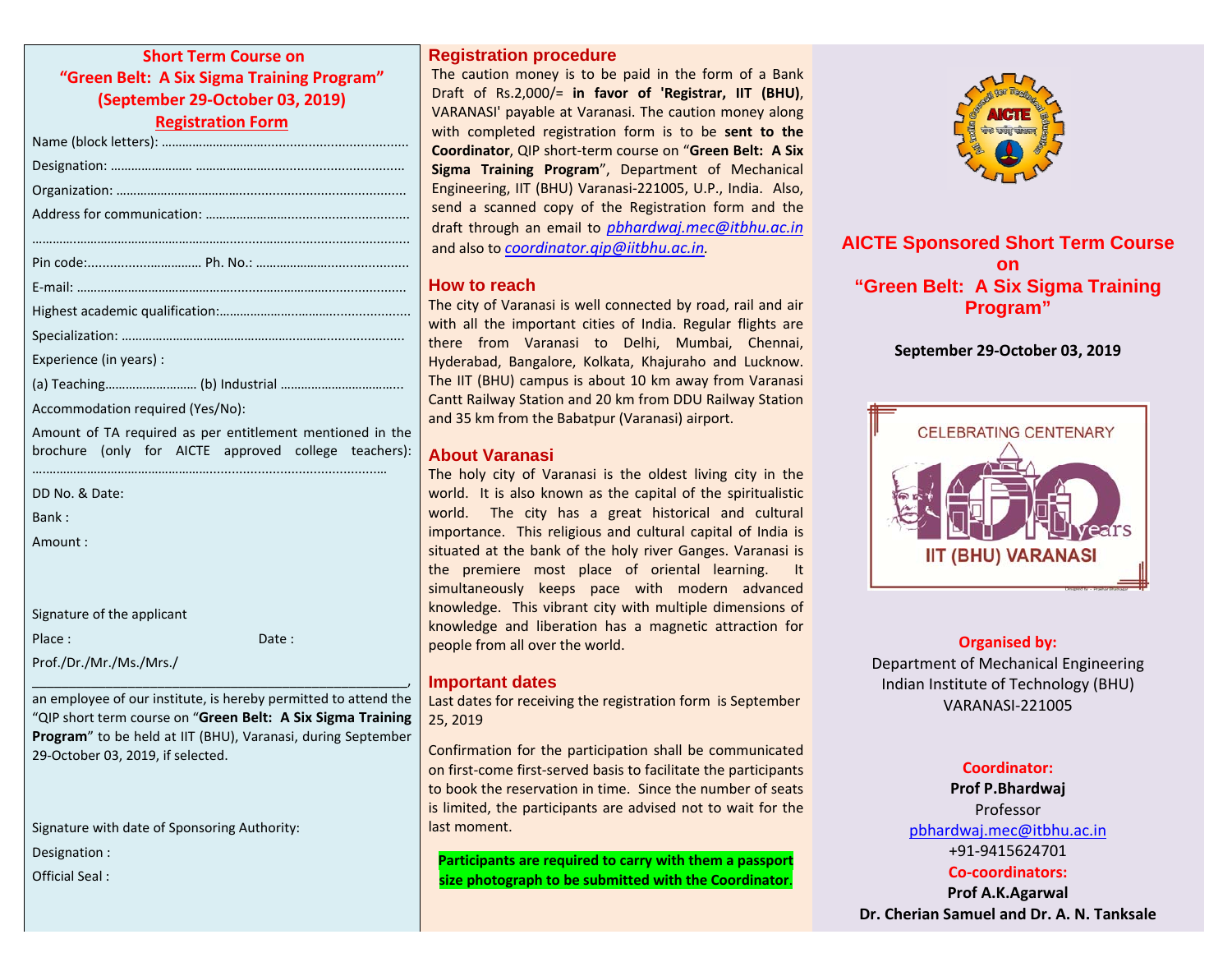## Short Term Course on "Green Belt: A Six Sigma Training Program" (September 29-October 03, 2019)

### Registration Form

Name (block letters): ……………………………………………………………

Designation: …………………… …………………………………………………

Organization: ……………………………………………………………………

Address for communication: …………………………………………………

…………………………………………………………………………………………

Pin code:…………………………… Ph. No.: ……………………………………

E-mail: ……………………………………………………………………………

Highest academic qualification:………………………………………………

Specialization: …………………………………………………………………

Experience (in years) :

(a) Teaching……………………… (b) Industrial ………………………………

Accommodation required (Yes/No):

Amount of TA required as per entitlement mentioned in the brochure (only for AICTE approved college teachers): ……………………………………………………………………………………

DD No. & Date:

Bank :

Amount :

Signature of the applicant

Place : Date :

Prof./Dr./Mr./Ms./Mrs./

_______________________________________________,

an employee of our institute, is hereby permitted to attend the "QIP short term course on "**Green Belt: A Six Sigma Training Program**" to be held at IIT (BHU), Varanasi, during September 29-October 03, 2019, if selected.

Signature with date of Sponsoring Authority:

Designation :

Official Seal :

## Registration procedure

The caution money is to be paid in the form of a Bank Draft of Rs.2,000/= **in favor of 'Registrar, IIT (BHU)**, VARANASI' payable at Varanasi. The caution money along with completed registration form is to be **sent to the Coordinator**, QIP short-term course on "**Green Belt: A Six Sigma Training Program**", Department of Mechanical Engineering, IIT (BHU) Varanasi-221005, U.P., India. Also, send a scanned copy of the Registration form and the draft through an email to *pbhardwaj.mec@itbhu.ac.in* and also to *coordinator.qip@iitbhu.ac.in*.

## How to reach

The city of Varanasi is well connected by road, rail and air with all the important cities of India. Regular flights are there from Varanasi to Delhi, Mumbai, Chennai, Hyderabad, Bangalore, Kolkata, Khajuraho and Lucknow. The IIT (BHU) campus is about 10 km away from Varanasi Cantt Railway Station and 20 km from DDU Railway Station and 35 km from the Babatpur (Varanasi) airport.

## About Varanasi

The holy city of Varanasi is the oldest living city in the world. It is also known as the capital of the spiritualistic world. The city has a great historical and cultural importance. This religious and cultural capital of India is situated at the bank of the holy river Ganges. Varanasi is the premiere most place of oriental learning. It simultaneously keeps pace with modern advanced knowledge. This vibrant city with multiple dimensions of knowledge and liberation has a magnetic attraction for people from all over the world.

## Important dates

Last dates for receiving the registration form is September 25, 2019

Confirmation for the participation shall be communicated on first-come first-served basis to facilitate the participants to book the reservation in time. Since the number of seats is limited, the participants are advised not to wait for the last moment.

**Participants are required to carry with them a passport size photograph to be submitted with the Coordinator**.

## AICTE Sponsored Short Term Course on "Green Belt: A Six Sigma Training Program"

**September 29-October 03, 2019**

CELEBRATING CENTENARY 100 years IIT (BHU) VARANASI

**Organised by:**

Department of Mechanical Engineering
Indian Institute of Technology (BHU)
VARANASI-221005

**Coordinator:**

**Prof P.Bhardwaj**
Professor
pbhardwaj.mec@itbhu.ac.in
+91-9415624701

**Co-coordinators:**

**Prof A.K.Agarwal**
**Dr. Cherian Samuel and Dr. A. N. Tanksale**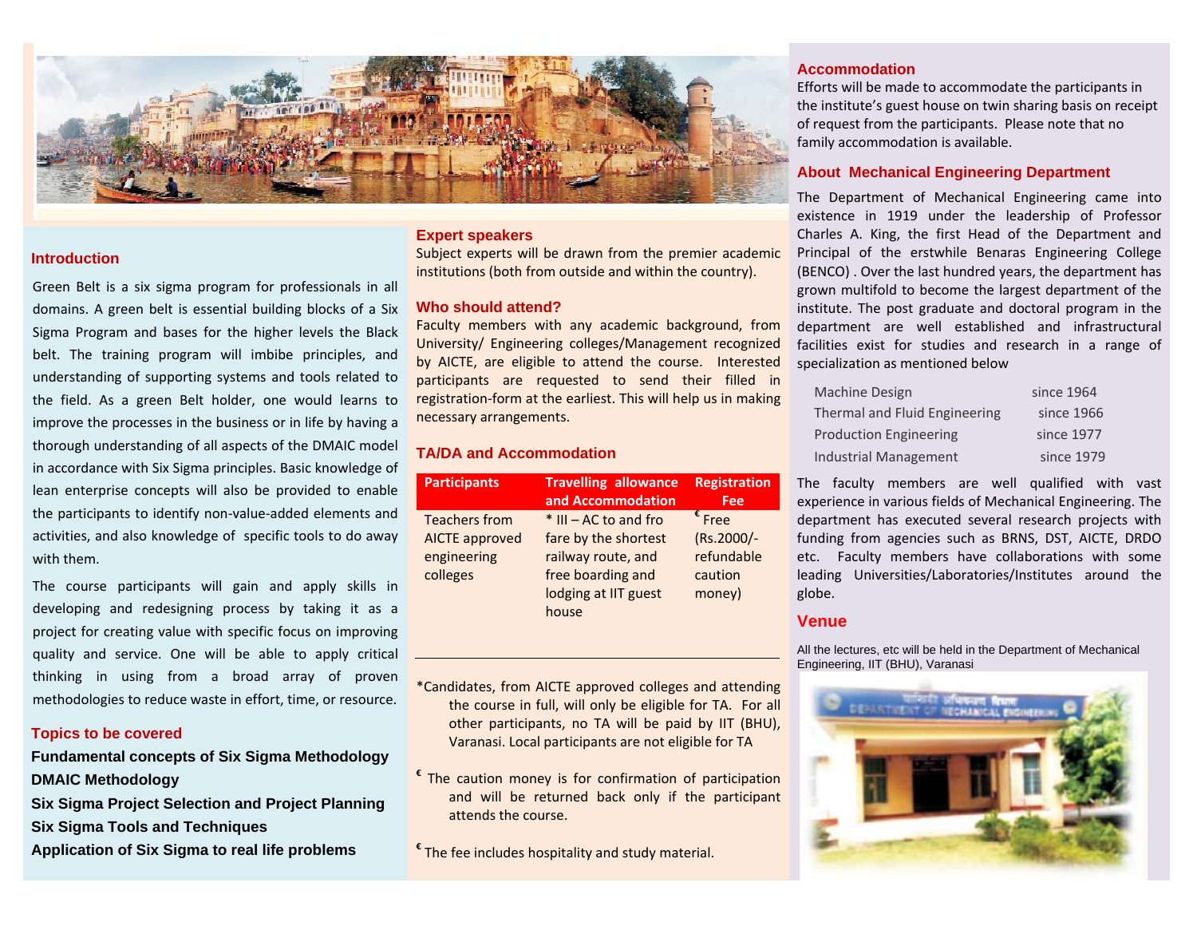## Introduction

Green Belt is a six sigma program for professionals in all domains. A green belt is essential building blocks of a Six Sigma Program and bases for the higher levels the Black belt. The training program will imbibe principles, and understanding of supporting systems and tools related to the field. As a green Belt holder, one would learns to improve the processes in the business or in life by having a thorough understanding of all aspects of the DMAIC model in accordance with Six Sigma principles. Basic knowledge of lean enterprise concepts will also be provided to enable the participants to identify non-value-added elements and activities, and also knowledge of specific tools to do away with them.

The course participants will gain and apply skills in developing and redesigning process by taking it as a project for creating value with specific focus on improving quality and service. One will be able to apply critical thinking in using from a broad array of proven methodologies to reduce waste in effort, time, or resource.

## Topics to be covered

**Fundamental concepts of Six Sigma Methodology**
**DMAIC Methodology**
**Six Sigma Project Selection and Project Planning**
**Six Sigma Tools and Techniques**
**Application of Six Sigma to real life problems**

## Expert speakers

Subject experts will be drawn from the premier academic institutions (both from outside and within the country).

## Who should attend?

Faculty members with any academic background, from University/ Engineering colleges/Management recognized by AICTE, are eligible to attend the course. Interested participants are requested to send their filled in registration-form at the earliest. This will help us in making necessary arrangements.

## TA/DA and Accommodation

| Participants | Travelling allowance and Accommodation | Registration Fee |
|---|---|---|
| Teachers from AICTE approved engineering colleges | * III – AC to and fro fare by the shortest railway route, and free boarding and lodging at IIT guest house | € Free (Rs.2000/- refundable caution money) |

*Candidates, from AICTE approved colleges and attending the course in full, will only be eligible for TA. For all other participants, no TA will be paid by IIT (BHU), Varanasi. Local participants are not eligible for TA

€ The caution money is for confirmation of participation and will be returned back only if the participant attends the course.

€ The fee includes hospitality and study material.

## Accommodation

Efforts will be made to accommodate the participants in the institute's guest house on twin sharing basis on receipt of request from the participants. Please note that no family accommodation is available.

## About Mechanical Engineering Department

The Department of Mechanical Engineering came into existence in 1919 under the leadership of Professor Charles A. King, the first Head of the Department and Principal of the erstwhile Benaras Engineering College (BENCO) . Over the last hundred years, the department has grown multifold to become the largest department of the institute. The post graduate and doctoral program in the department are well established and infrastructural facilities exist for studies and research in a range of specialization as mentioned below

| | |
|---|---|
| Machine Design | since 1964 |
| Thermal and Fluid Engineering | since 1966 |
| Production Engineering | since 1977 |
| Industrial Management | since 1979 |

The faculty members are well qualified with vast experience in various fields of Mechanical Engineering. The department has executed several research projects with funding from agencies such as BRNS, DST, AICTE, DRDO etc. Faculty members have collaborations with some leading Universities/Laboratories/Institutes around the globe.

## Venue

All the lectures, etc will be held in the Department of Mechanical Engineering, IIT (BHU), Varanasi